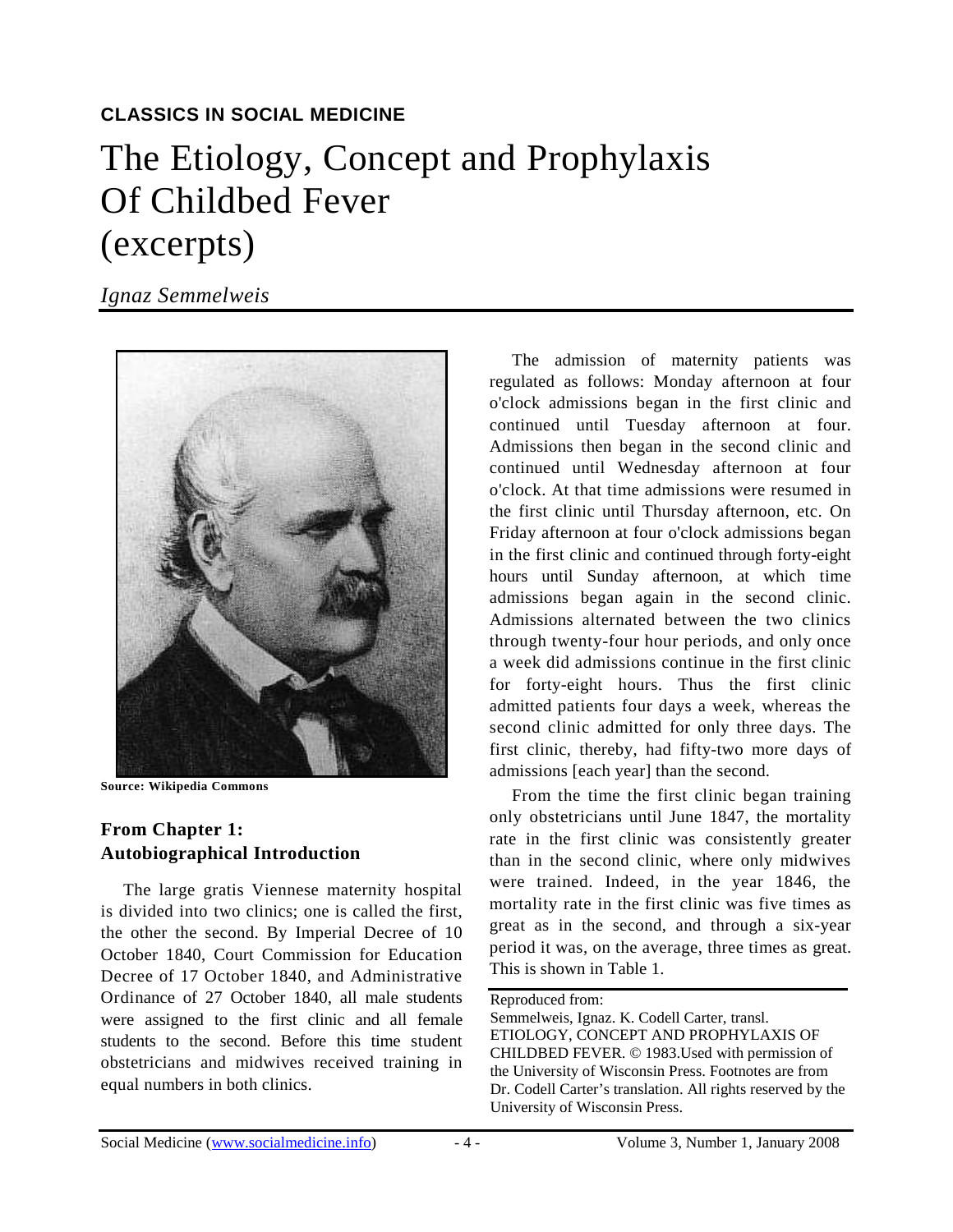**CLASSICS IN SOCIAL MEDICINE**

# The Etiology, Concept and Prophylaxis Of Childbed Fever (excerpts)

*Ignaz Semmelweis*

Source: Wikipedia Commons

## From Chapter 1: Autobiographical Introduction

The large gratis Viennese maternity hospital is divided into two clinics; one is called the first, the other the second. By Imperial Decree of 10 October 1840, Court Commission for Education Decree of 17 October 1840, and Administrative Ordinance of 27 October 1840, all male students were assigned to the first clinic and all female students to the second. Before this time student obstetricians and midwives received training in equal numbers in both clinics.

The admission of maternity patients was regulated as follows: Monday afternoon at four o'clock admissions began in the first clinic and continued until Tuesday afternoon at four. Admissions then began in the second clinic and continued until Wednesday afternoon at four o'clock. At that time admissions were resumed in the first clinic until Thursday afternoon, etc. On Friday afternoon at four o'clock admissions began in the first clinic and continued through forty-eight hours until Sunday afternoon, at which time admissions began again in the second clinic. Admissions alternated between the two clinics through twenty-four hour periods, and only once a week did admissions continue in the first clinic for forty-eight hours. Thus the first clinic admitted patients four days a week, whereas the second clinic admitted for only three days. The first clinic, thereby, had fifty-two more days of admissions [each year] than the second.

From the time the first clinic began training only obstetricians until June 1847, the mortality rate in the first clinic was consistently greater than in the second clinic, where only midwives were trained. Indeed, in the year 1846, the mortality rate in the first clinic was five times as great as in the second, and through a six-year period it was, on the average, three times as great. This is shown in Table 1.

Reproduced from:
Semmelweis, Ignaz. K. Codell Carter, transl. ETIOLOGY, CONCEPT AND PROPHYLAXIS OF CHILDBED FEVER. © 1983.Used with permission of the University of Wisconsin Press. Footnotes are from Dr. Codell Carter's translation. All rights reserved by the University of Wisconsin Press.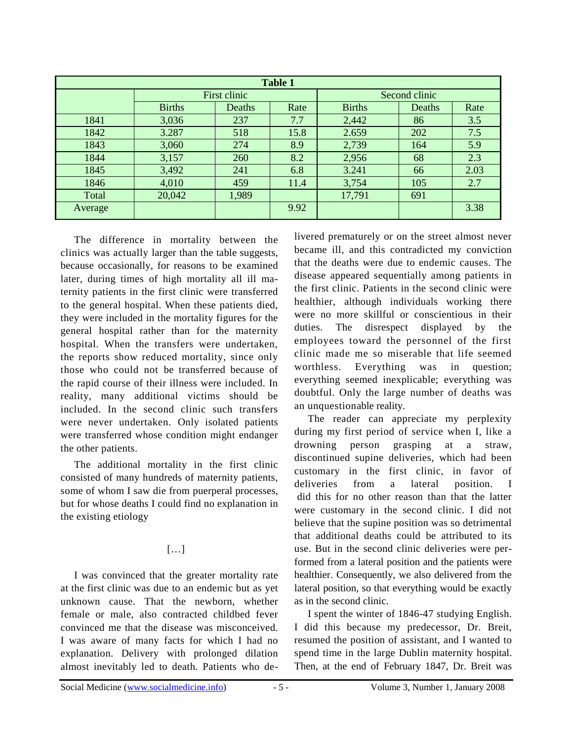| Table 1 | | | | | | |
|---|---|---|---|---|---|---|
| | First clinic | | | Second clinic | | |
| | Births | Deaths | Rate | Births | Deaths | Rate |
| 1841 | 3,036 | 237 | 7.7 | 2,442 | 86 | 3.5 |
| 1842 | 3.287 | 518 | 15.8 | 2.659 | 202 | 7.5 |
| 1843 | 3,060 | 274 | 8.9 | 2,739 | 164 | 5.9 |
| 1844 | 3,157 | 260 | 8.2 | 2,956 | 68 | 2.3 |
| 1845 | 3,492 | 241 | 6.8 | 3.241 | 66 | 2.03 |
| 1846 | 4,010 | 459 | 11.4 | 3,754 | 105 | 2.7 |
| Total | 20,042 | 1,989 | | 17,791 | 691 | |
| Average | | | 9.92 | | | 3.38 |

The difference in mortality between the clinics was actually larger than the table suggests, because occasionally, for reasons to be examined later, during times of high mortality all ill maternity patients in the first clinic were transferred to the general hospital. When these patients died, they were included in the mortality figures for the general hospital rather than for the maternity hospital. When the transfers were undertaken, the reports show reduced mortality, since only those who could not be transferred because of the rapid course of their illness were included. In reality, many additional victims should be included. In the second clinic such transfers were never undertaken. Only isolated patients were transferred whose condition might endanger the other patients.

The additional mortality in the first clinic consisted of many hundreds of maternity patients, some of whom I saw die from puerperal processes, but for whose deaths I could find no explanation in the existing etiology

[…]

I was convinced that the greater mortality rate at the first clinic was due to an endemic but as yet unknown cause. That the newborn, whether female or male, also contracted childbed fever convinced me that the disease was misconceived. I was aware of many facts for which I had no explanation. Delivery with prolonged dilation almost inevitably led to death. Patients who delivered prematurely or on the street almost never became ill, and this contradicted my conviction that the deaths were due to endemic causes. The disease appeared sequentially among patients in the first clinic. Patients in the second clinic were healthier, although individuals working there were no more skillful or conscientious in their duties. The disrespect displayed by the employees toward the personnel of the first clinic made me so miserable that life seemed worthless. Everything was in question; everything seemed inexplicable; everything was doubtful. Only the large number of deaths was an unquestionable reality.

The reader can appreciate my perplexity during my first period of service when I, like a drowning person grasping at a straw, discontinued supine deliveries, which had been customary in the first clinic, in favor of deliveries from a lateral position. I did this for no other reason than that the latter were customary in the second clinic. I did not believe that the supine position was so detrimental that additional deaths could be attributed to its use. But in the second clinic deliveries were performed from a lateral position and the patients were healthier. Consequently, we also delivered from the lateral position, so that everything would be exactly as in the second clinic.

I spent the winter of 1846-47 studying English. I did this because my predecessor, Dr. Breit, resumed the position of assistant, and I wanted to spend time in the large Dublin maternity hospital. Then, at the end of February 1847, Dr. Breit was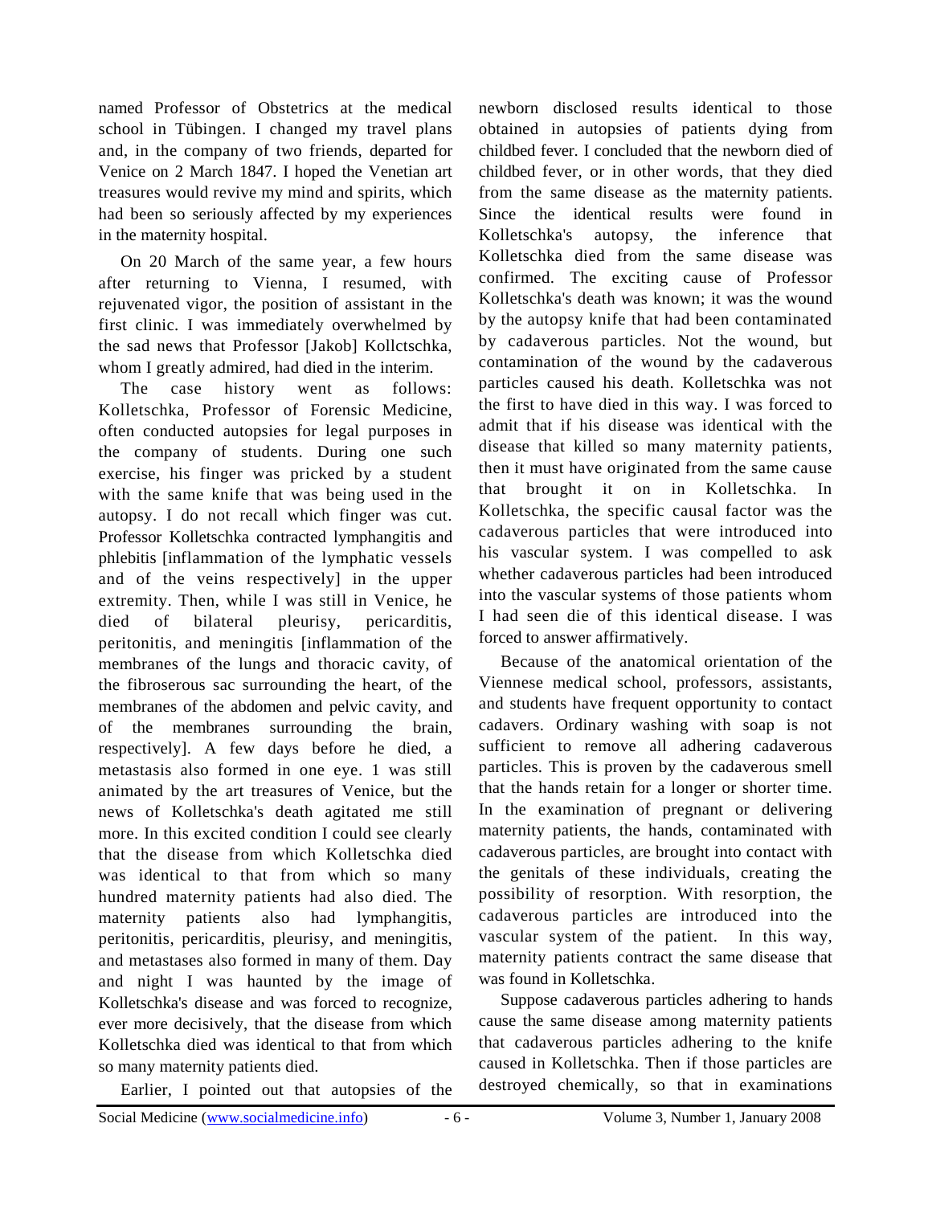named Professor of Obstetrics at the medical school in Tübingen. I changed my travel plans and, in the company of two friends, departed for Venice on 2 March 1847. I hoped the Venetian art treasures would revive my mind and spirits, which had been so seriously affected by my experiences in the maternity hospital.

On 20 March of the same year, a few hours after returning to Vienna, I resumed, with rejuvenated vigor, the position of assistant in the first clinic. I was immediately overwhelmed by the sad news that Professor [Jakob] Kollctschka, whom I greatly admired, had died in the interim.

The case history went as follows: Kolletschka, Professor of Forensic Medicine, often conducted autopsies for legal purposes in the company of students. During one such exercise, his finger was pricked by a student with the same knife that was being used in the autopsy. I do not recall which finger was cut. Professor Kolletschka contracted lymphangitis and phlebitis [inflammation of the lymphatic vessels and of the veins respectively] in the upper extremity. Then, while I was still in Venice, he died of bilateral pleurisy, pericarditis, peritonitis, and meningitis [inflammation of the membranes of the lungs and thoracic cavity, of the fibroserous sac surrounding the heart, of the membranes of the abdomen and pelvic cavity, and of the membranes surrounding the brain, respectively]. A few days before he died, a metastasis also formed in one eye. 1 was still animated by the art treasures of Venice, but the news of Kolletschka's death agitated me still more. In this excited condition I could see clearly that the disease from which Kolletschka died was identical to that from which so many hundred maternity patients had also died. The maternity patients also had lymphangitis, peritonitis, pericarditis, pleurisy, and meningitis, and metastases also formed in many of them. Day and night I was haunted by the image of Kolletschka's disease and was forced to recognize, ever more decisively, that the disease from which Kolletschka died was identical to that from which so many maternity patients died.

Earlier, I pointed out that autopsies of the newborn disclosed results identical to those obtained in autopsies of patients dying from childbed fever. I concluded that the newborn died of childbed fever, or in other words, that they died from the same disease as the maternity patients. Since the identical results were found in Kolletschka's autopsy, the inference that Kolletschka died from the same disease was confirmed. The exciting cause of Professor Kolletschka's death was known; it was the wound by the autopsy knife that had been contaminated by cadaverous particles. Not the wound, but contamination of the wound by the cadaverous particles caused his death. Kolletschka was not the first to have died in this way. I was forced to admit that if his disease was identical with the disease that killed so many maternity patients, then it must have originated from the same cause that brought it on in Kolletschka. In Kolletschka, the specific causal factor was the cadaverous particles that were introduced into his vascular system. I was compelled to ask whether cadaverous particles had been introduced into the vascular systems of those patients whom I had seen die of this identical disease. I was forced to answer affirmatively.

Because of the anatomical orientation of the Viennese medical school, professors, assistants, and students have frequent opportunity to contact cadavers. Ordinary washing with soap is not sufficient to remove all adhering cadaverous particles. This is proven by the cadaverous smell that the hands retain for a longer or shorter time. In the examination of pregnant or delivering maternity patients, the hands, contaminated with cadaverous particles, are brought into contact with the genitals of these individuals, creating the possibility of resorption. With resorption, the cadaverous particles are introduced into the vascular system of the patient. In this way, maternity patients contract the same disease that was found in Kolletschka.

Suppose cadaverous particles adhering to hands cause the same disease among maternity patients that cadaverous particles adhering to the knife caused in Kolletschka. Then if those particles are destroyed chemically, so that in examinations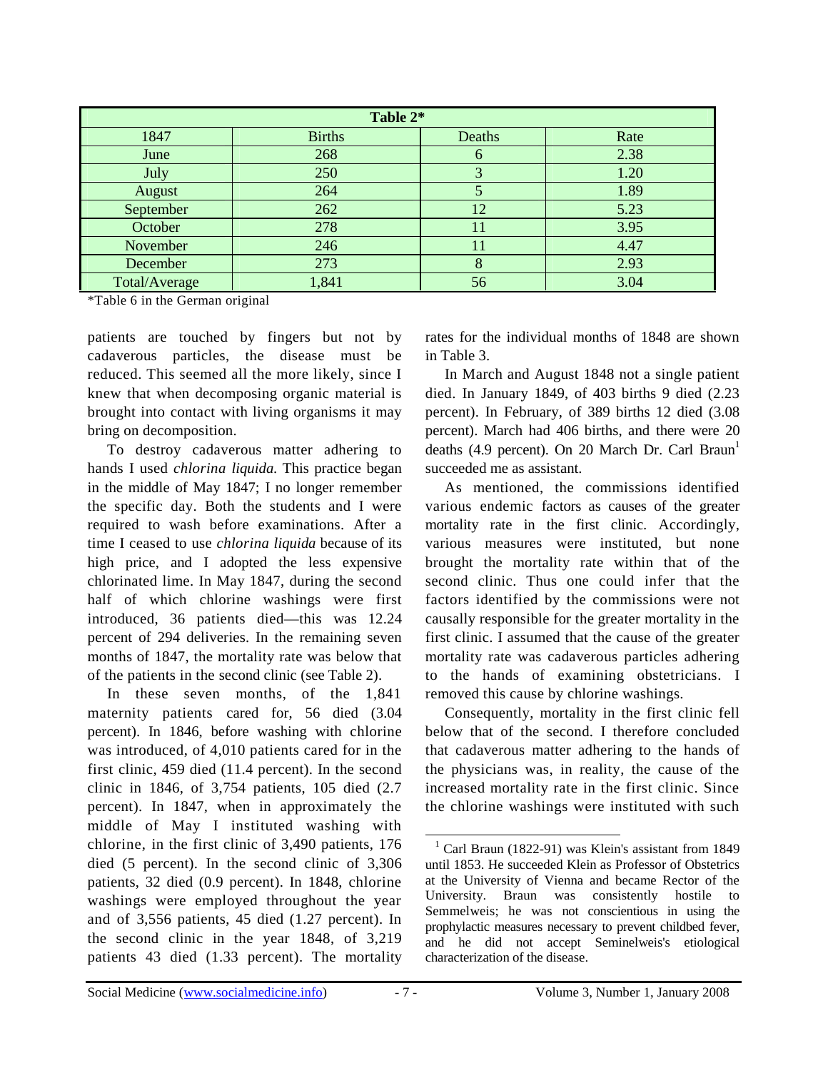| Table 2* | | | |
|---|---|---|---|
| 1847 | Births | Deaths | Rate |
| June | 268 | 6 | 2.38 |
| July | 250 | 3 | 1.20 |
| August | 264 | 5 | 1.89 |
| September | 262 | 12 | 5.23 |
| October | 278 | 11 | 3.95 |
| November | 246 | 11 | 4.47 |
| December | 273 | 8 | 2.93 |
| Total/Average | 1,841 | 56 | 3.04 |

*Table 6 in the German original

patients are touched by fingers but not by cadaverous particles, the disease must be reduced. This seemed all the more likely, since I knew that when decomposing organic material is brought into contact with living organisms it may bring on decomposition.

To destroy cadaverous matter adhering to hands I used *chlorina liquida.* This practice began in the middle of May 1847; I no longer remember the specific day. Both the students and I were required to wash before examinations. After a time I ceased to use *chlorina liquida* because of its high price, and I adopted the less expensive chlorinated lime. In May 1847, during the second half of which chlorine washings were first introduced, 36 patients died—this was 12.24 percent of 294 deliveries. In the remaining seven months of 1847, the mortality rate was below that of the patients in the second clinic (see Table 2).

In these seven months, of the 1,841 maternity patients cared for, 56 died (3.04 percent). In 1846, before washing with chlorine was introduced, of 4,010 patients cared for in the first clinic, 459 died (11.4 percent). In the second clinic in 1846, of 3,754 patients, 105 died (2.7 percent). In 1847, when in approximately the middle of May I instituted washing with chlorine, in the first clinic of 3,490 patients, 176 died (5 percent). In the second clinic of 3,306 patients, 32 died (0.9 percent). In 1848, chlorine washings were employed throughout the year and of 3,556 patients, 45 died (1.27 percent). In the second clinic in the year 1848, of 3,219 patients 43 died (1.33 percent). The mortality rates for the individual months of 1848 are shown in Table 3.

In March and August 1848 not a single patient died. In January 1849, of 403 births 9 died (2.23 percent). In February, of 389 births 12 died (3.08 percent). March had 406 births, and there were 20 deaths (4.9 percent). On 20 March Dr. Carl Braun[1] succeeded me as assistant.

As mentioned, the commissions identified various endemic factors as causes of the greater mortality rate in the first clinic. Accordingly, various measures were instituted, but none brought the mortality rate within that of the second clinic. Thus one could infer that the factors identified by the commissions were not causally responsible for the greater mortality in the first clinic. I assumed that the cause of the greater mortality rate was cadaverous particles adhering to the hands of examining obstetricians. I removed this cause by chlorine washings.

Consequently, mortality in the first clinic fell below that of the second. I therefore concluded that cadaverous matter adhering to the hands of the physicians was, in reality, the cause of the increased mortality rate in the first clinic. Since the chlorine washings were instituted with such

[1] Carl Braun (1822-91) was Klein's assistant from 1849 until 1853. He succeeded Klein as Professor of Obstetrics at the University of Vienna and became Rector of the University. Braun was consistently hostile to Semmelweis; he was not conscientious in using the prophylactic measures necessary to prevent childbed fever, and he did not accept Seminelweis's etiological characterization of the disease.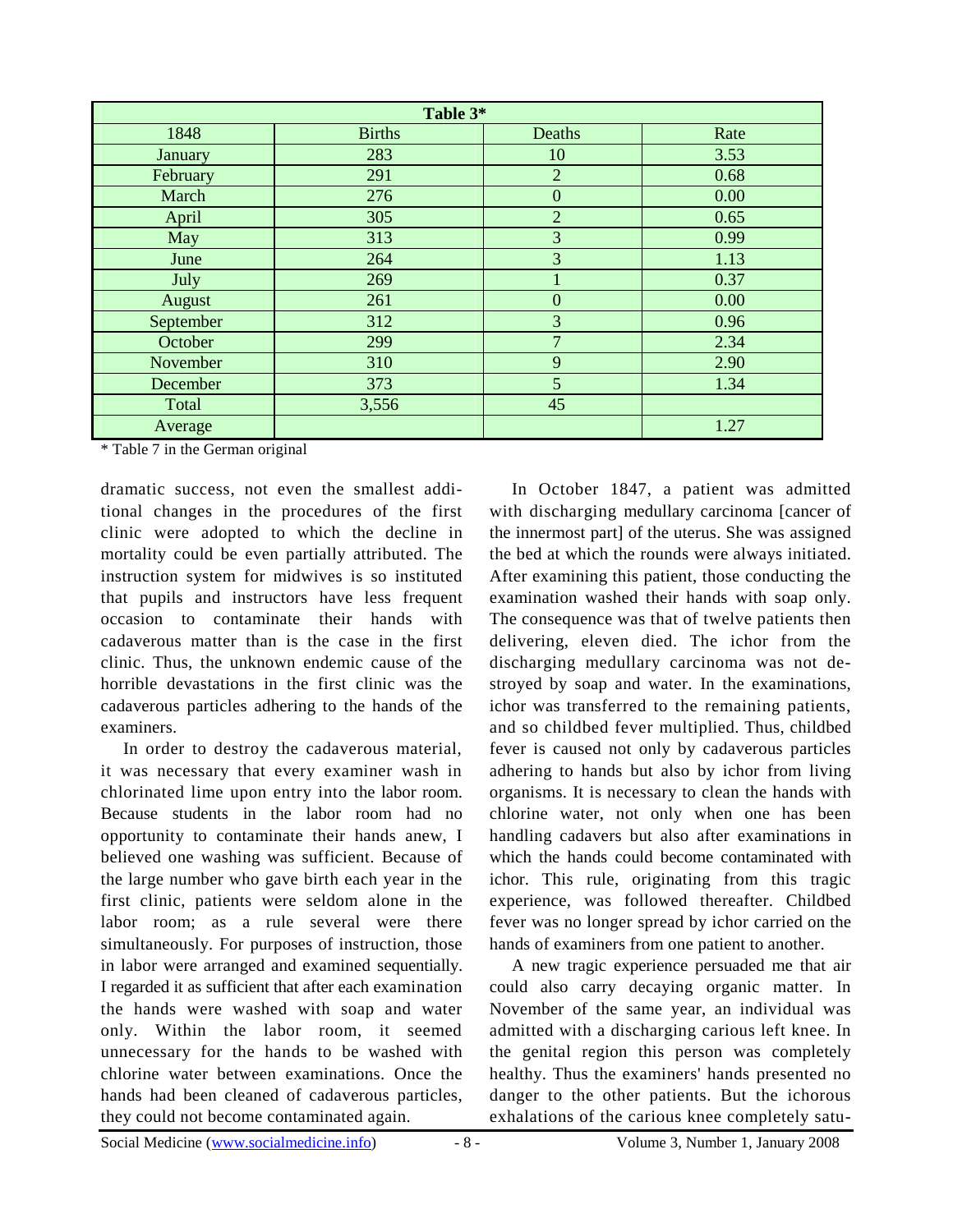| Table 3* | | | |
|---|---|---|---|
| 1848 | Births | Deaths | Rate |
| January | 283 | 10 | 3.53 |
| February | 291 | 2 | 0.68 |
| March | 276 | 0 | 0.00 |
| April | 305 | 2 | 0.65 |
| May | 313 | 3 | 0.99 |
| June | 264 | 3 | 1.13 |
| July | 269 | 1 | 0.37 |
| August | 261 | 0 | 0.00 |
| September | 312 | 3 | 0.96 |
| October | 299 | 7 | 2.34 |
| November | 310 | 9 | 2.90 |
| December | 373 | 5 | 1.34 |
| Total | 3,556 | 45 | |
| Average | | | 1.27 |

* Table 7 in the German original

dramatic success, not even the smallest additional changes in the procedures of the first clinic were adopted to which the decline in mortality could be even partially attributed. The instruction system for midwives is so instituted that pupils and instructors have less frequent occasion to contaminate their hands with cadaverous matter than is the case in the first clinic. Thus, the unknown endemic cause of the horrible devastations in the first clinic was the cadaverous particles adhering to the hands of the examiners.

In order to destroy the cadaverous material, it was necessary that every examiner wash in chlorinated lime upon entry into the labor room. Because students in the labor room had no opportunity to contaminate their hands anew, I believed one washing was sufficient. Because of the large number who gave birth each year in the first clinic, patients were seldom alone in the labor room; as a rule several were there simultaneously. For purposes of instruction, those in labor were arranged and examined sequentially. I regarded it as sufficient that after each examination the hands were washed with soap and water only. Within the labor room, it seemed unnecessary for the hands to be washed with chlorine water between examinations. Once the hands had been cleaned of cadaverous particles, they could not become contaminated again.

In October 1847, a patient was admitted with discharging medullary carcinoma [cancer of the innermost part] of the uterus. She was assigned the bed at which the rounds were always initiated. After examining this patient, those conducting the examination washed their hands with soap only. The consequence was that of twelve patients then delivering, eleven died. The ichor from the discharging medullary carcinoma was not destroyed by soap and water. In the examinations, ichor was transferred to the remaining patients, and so childbed fever multiplied. Thus, childbed fever is caused not only by cadaverous particles adhering to hands but also by ichor from living organisms. It is necessary to clean the hands with chlorine water, not only when one has been handling cadavers but also after examinations in which the hands could become contaminated with ichor. This rule, originating from this tragic experience, was followed thereafter. Childbed fever was no longer spread by ichor carried on the hands of examiners from one patient to another.

A new tragic experience persuaded me that air could also carry decaying organic matter. In November of the same year, an individual was admitted with a discharging carious left knee. In the genital region this person was completely healthy. Thus the examiners' hands presented no danger to the other patients. But the ichorous exhalations of the carious knee completely satu-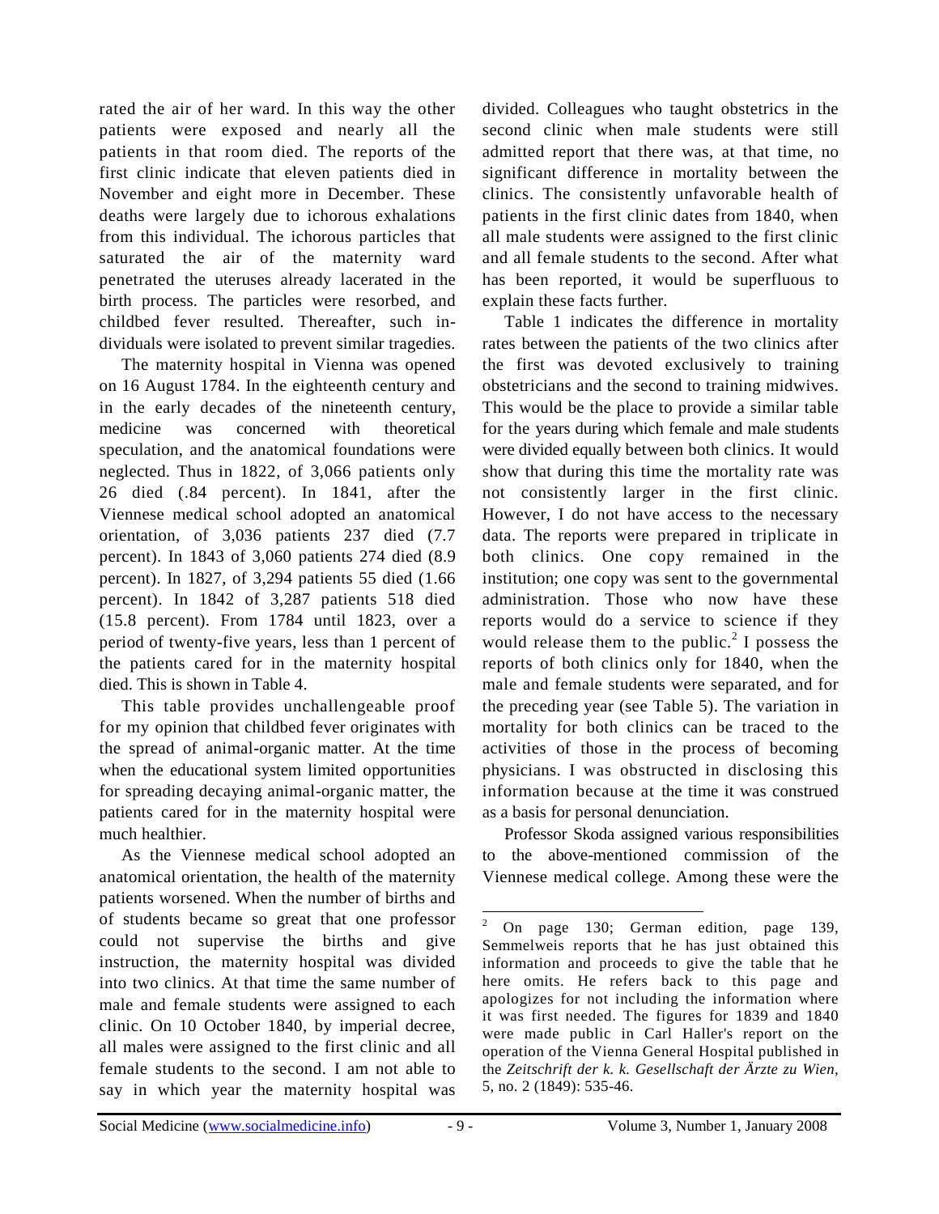rated the air of her ward. In this way the other patients were exposed and nearly all the patients in that room died. The reports of the first clinic indicate that eleven patients died in November and eight more in December. These deaths were largely due to ichorous exhalations from this individual. The ichorous particles that saturated the air of the maternity ward penetrated the uteruses already lacerated in the birth process. The particles were resorbed, and childbed fever resulted. Thereafter, such individuals were isolated to prevent similar tragedies.

The maternity hospital in Vienna was opened on 16 August 1784. In the eighteenth century and in the early decades of the nineteenth century, medicine was concerned with theoretical speculation, and the anatomical foundations were neglected. Thus in 1822, of 3,066 patients only 26 died (.84 percent). In 1841, after the Viennese medical school adopted an anatomical orientation, of 3,036 patients 237 died (7.7 percent). In 1843 of 3,060 patients 274 died (8.9 percent). In 1827, of 3,294 patients 55 died (1.66 percent). In 1842 of 3,287 patients 518 died (15.8 percent). From 1784 until 1823, over a period of twenty-five years, less than 1 percent of the patients cared for in the maternity hospital died. This is shown in Table 4.

This table provides unchallengeable proof for my opinion that childbed fever originates with the spread of animal-organic matter. At the time when the educational system limited opportunities for spreading decaying animal-organic matter, the patients cared for in the maternity hospital were much healthier.

As the Viennese medical school adopted an anatomical orientation, the health of the maternity patients worsened. When the number of births and of students became so great that one professor could not supervise the births and give instruction, the maternity hospital was divided into two clinics. At that time the same number of male and female students were assigned to each clinic. On 10 October 1840, by imperial decree, all males were assigned to the first clinic and all female students to the second. I am not able to say in which year the maternity hospital was divided. Colleagues who taught obstetrics in the second clinic when male students were still admitted report that there was, at that time, no significant difference in mortality between the clinics. The consistently unfavorable health of patients in the first clinic dates from 1840, when all male students were assigned to the first clinic and all female students to the second. After what has been reported, it would be superfluous to explain these facts further.

Table 1 indicates the difference in mortality rates between the patients of the two clinics after the first was devoted exclusively to training obstetricians and the second to training midwives. This would be the place to provide a similar table for the years during which female and male students were divided equally between both clinics. It would show that during this time the mortality rate was not consistently larger in the first clinic. However, I do not have access to the necessary data. The reports were prepared in triplicate in both clinics. One copy remained in the institution; one copy was sent to the governmental administration. Those who now have these reports would do a service to science if they would release them to the public.[2] I possess the reports of both clinics only for 1840, when the male and female students were separated, and for the preceding year (see Table 5). The variation in mortality for both clinics can be traced to the activities of those in the process of becoming physicians. I was obstructed in disclosing this information because at the time it was construed as a basis for personal denunciation.

Professor Skoda assigned various responsibilities to the above-mentioned commission of the Viennese medical college. Among these were the

[2] On page 130; German edition, page 139, Semmelweis reports that he has just obtained this information and proceeds to give the table that he here omits. He refers back to this page and apologizes for not including the information where it was first needed. The figures for 1839 and 1840 were made public in Carl Haller's report on the operation of the Vienna General Hospital published in the *Zeitschrift der k. k. Gesellschaft der Ärzte zu Wien*, 5, no. 2 (1849): 535-46.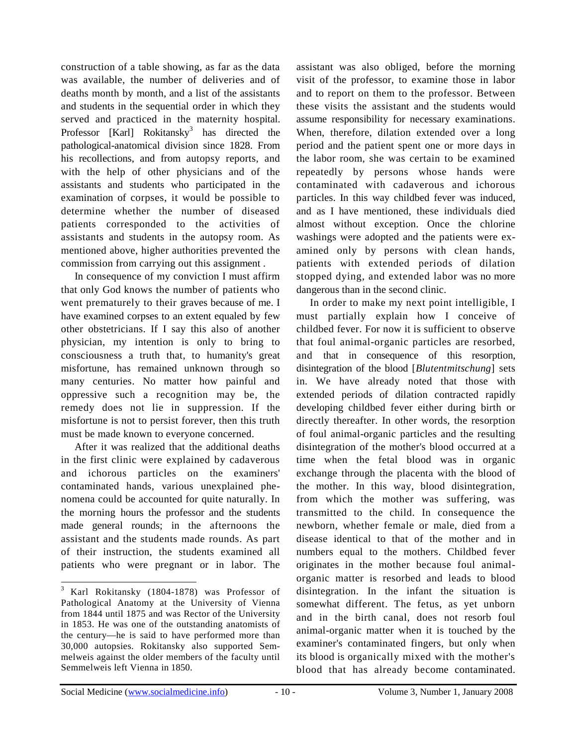construction of a table showing, as far as the data was available, the number of deliveries and of deaths month by month, and a list of the assistants and students in the sequential order in which they served and practiced in the maternity hospital. Professor [Karl] Rokitansky[3] has directed the pathological-anatomical division since 1828. From his recollections, and from autopsy reports, and with the help of other physicians and of the assistants and students who participated in the examination of corpses, it would be possible to determine whether the number of diseased patients corresponded to the activities of assistants and students in the autopsy room. As mentioned above, higher authorities prevented the commission from carrying out this assignment .

In consequence of my conviction I must affirm that only God knows the number of patients who went prematurely to their graves because of me. I have examined corpses to an extent equaled by few other obstetricians. If I say this also of another physician, my intention is only to bring to consciousness a truth that, to humanity's great misfortune, has remained unknown through so many centuries. No matter how painful and oppressive such a recognition may be, the remedy does not lie in suppression. If the misfortune is not to persist forever, then this truth must be made known to everyone concerned.

After it was realized that the additional deaths in the first clinic were explained by cadaverous and ichorous particles on the examiners' contaminated hands, various unexplained phenomena could be accounted for quite naturally. In the morning hours the professor and the students made general rounds; in the afternoons the assistant and the students made rounds. As part of their instruction, the students examined all patients who were pregnant or in labor. The assistant was also obliged, before the morning visit of the professor, to examine those in labor and to report on them to the professor. Between these visits the assistant and the students would assume responsibility for necessary examinations. When, therefore, dilation extended over a long period and the patient spent one or more days in the labor room, she was certain to be examined repeatedly by persons whose hands were contaminated with cadaverous and ichorous particles. In this way childbed fever was induced, and as I have mentioned, these individuals died almost without exception. Once the chlorine washings were adopted and the patients were examined only by persons with clean hands, patients with extended periods of dilation stopped dying, and extended labor was no more dangerous than in the second clinic.

In order to make my next point intelligible, I must partially explain how I conceive of childbed fever. For now it is sufficient to observe that foul animal-organic particles are resorbed, and that in consequence of this resorption, disintegration of the blood [*Blutentmitschung*] sets in. We have already noted that those with extended periods of dilation contracted rapidly developing childbed fever either during birth or directly thereafter. In other words, the resorption of foul animal-organic particles and the resulting disintegration of the mother's blood occurred at a time when the fetal blood was in organic exchange through the placenta with the blood of the mother. In this way, blood disintegration, from which the mother was suffering, was transmitted to the child. In consequence the newborn, whether female or male, died from a disease identical to that of the mother and in numbers equal to the mothers. Childbed fever originates in the mother because foul animal-organic matter is resorbed and leads to blood disintegration. In the infant the situation is somewhat different. The fetus, as yet unborn and in the birth canal, does not resorb foul animal-organic matter when it is touched by the examiner's contaminated fingers, but only when its blood is organically mixed with the mother's blood that has already become contaminated.

[3] Karl Rokitansky (1804-1878) was Professor of Pathological Anatomy at the University of Vienna from 1844 until 1875 and was Rector of the University in 1853. He was one of the outstanding anatomists of the century—he is said to have performed more than 30,000 autopsies. Rokitansky also supported Semmelweis against the older members of the faculty until Semmelweis left Vienna in 1850.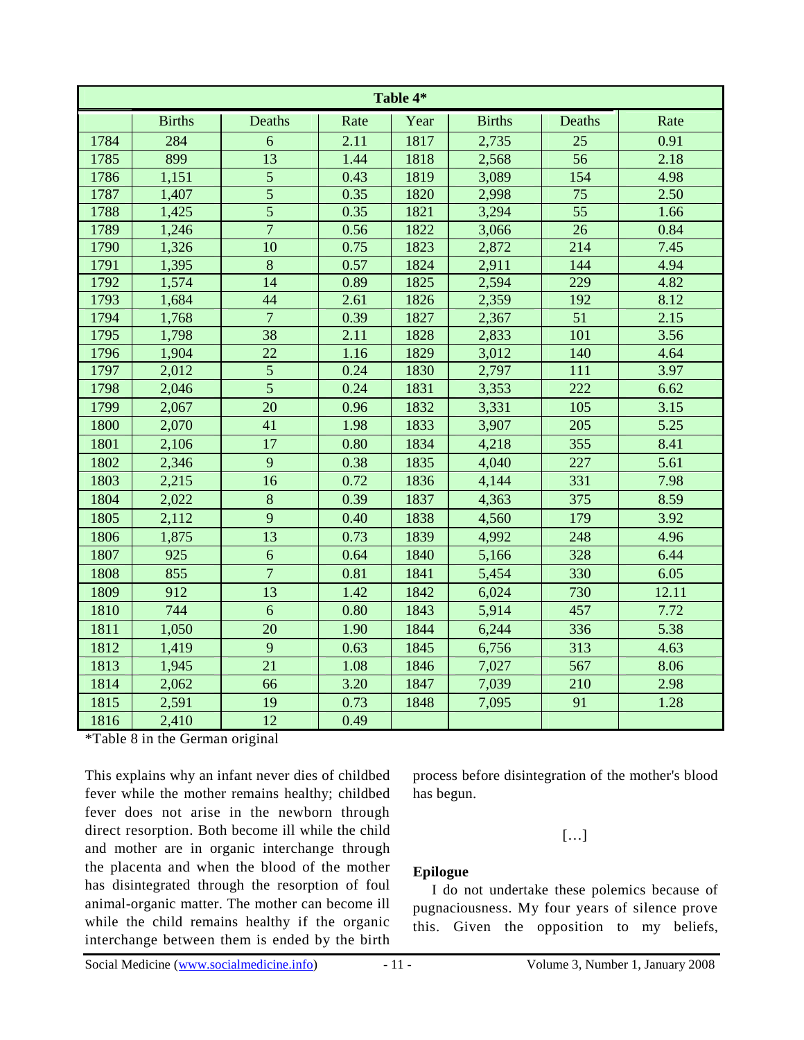| Table 4* | | | | | | | |
|---|---|---|---|---|---|---|---|
| | Births | Deaths | Rate | Year | Births | Deaths | Rate |
| 1784 | 284 | 6 | 2.11 | 1817 | 2,735 | 25 | 0.91 |
| 1785 | 899 | 13 | 1.44 | 1818 | 2,568 | 56 | 2.18 |
| 1786 | 1,151 | 5 | 0.43 | 1819 | 3,089 | 154 | 4.98 |
| 1787 | 1,407 | 5 | 0.35 | 1820 | 2,998 | 75 | 2.50 |
| 1788 | 1,425 | 5 | 0.35 | 1821 | 3,294 | 55 | 1.66 |
| 1789 | 1,246 | 7 | 0.56 | 1822 | 3,066 | 26 | 0.84 |
| 1790 | 1,326 | 10 | 0.75 | 1823 | 2,872 | 214 | 7.45 |
| 1791 | 1,395 | 8 | 0.57 | 1824 | 2,911 | 144 | 4.94 |
| 1792 | 1,574 | 14 | 0.89 | 1825 | 2,594 | 229 | 4.82 |
| 1793 | 1,684 | 44 | 2.61 | 1826 | 2,359 | 192 | 8.12 |
| 1794 | 1,768 | 7 | 0.39 | 1827 | 2,367 | 51 | 2.15 |
| 1795 | 1,798 | 38 | 2.11 | 1828 | 2,833 | 101 | 3.56 |
| 1796 | 1,904 | 22 | 1.16 | 1829 | 3,012 | 140 | 4.64 |
| 1797 | 2,012 | 5 | 0.24 | 1830 | 2,797 | 111 | 3.97 |
| 1798 | 2,046 | 5 | 0.24 | 1831 | 3,353 | 222 | 6.62 |
| 1799 | 2,067 | 20 | 0.96 | 1832 | 3,331 | 105 | 3.15 |
| 1800 | 2,070 | 41 | 1.98 | 1833 | 3,907 | 205 | 5.25 |
| 1801 | 2,106 | 17 | 0.80 | 1834 | 4,218 | 355 | 8.41 |
| 1802 | 2,346 | 9 | 0.38 | 1835 | 4,040 | 227 | 5.61 |
| 1803 | 2,215 | 16 | 0.72 | 1836 | 4,144 | 331 | 7.98 |
| 1804 | 2,022 | 8 | 0.39 | 1837 | 4,363 | 375 | 8.59 |
| 1805 | 2,112 | 9 | 0.40 | 1838 | 4,560 | 179 | 3.92 |
| 1806 | 1,875 | 13 | 0.73 | 1839 | 4,992 | 248 | 4.96 |
| 1807 | 925 | 6 | 0.64 | 1840 | 5,166 | 328 | 6.44 |
| 1808 | 855 | 7 | 0.81 | 1841 | 5,454 | 330 | 6.05 |
| 1809 | 912 | 13 | 1.42 | 1842 | 6,024 | 730 | 12.11 |
| 1810 | 744 | 6 | 0.80 | 1843 | 5,914 | 457 | 7.72 |
| 1811 | 1,050 | 20 | 1.90 | 1844 | 6,244 | 336 | 5.38 |
| 1812 | 1,419 | 9 | 0.63 | 1845 | 6,756 | 313 | 4.63 |
| 1813 | 1,945 | 21 | 1.08 | 1846 | 7,027 | 567 | 8.06 |
| 1814 | 2,062 | 66 | 3.20 | 1847 | 7,039 | 210 | 2.98 |
| 1815 | 2,591 | 19 | 0.73 | 1848 | 7,095 | 91 | 1.28 |
| 1816 | 2,410 | 12 | 0.49 | | | | |

*Table 8 in the German original

This explains why an infant never dies of childbed fever while the mother remains healthy; childbed fever does not arise in the newborn through direct resorption. Both become ill while the child and mother are in organic interchange through the placenta and when the blood of the mother has disintegrated through the resorption of foul animal-organic matter. The mother can become ill while the child remains healthy if the organic interchange between them is ended by the birth process before disintegration of the mother's blood has begun.

[…]

**Epilogue**

I do not undertake these polemics because of pugnaciousness. My four years of silence prove this. Given the opposition to my beliefs,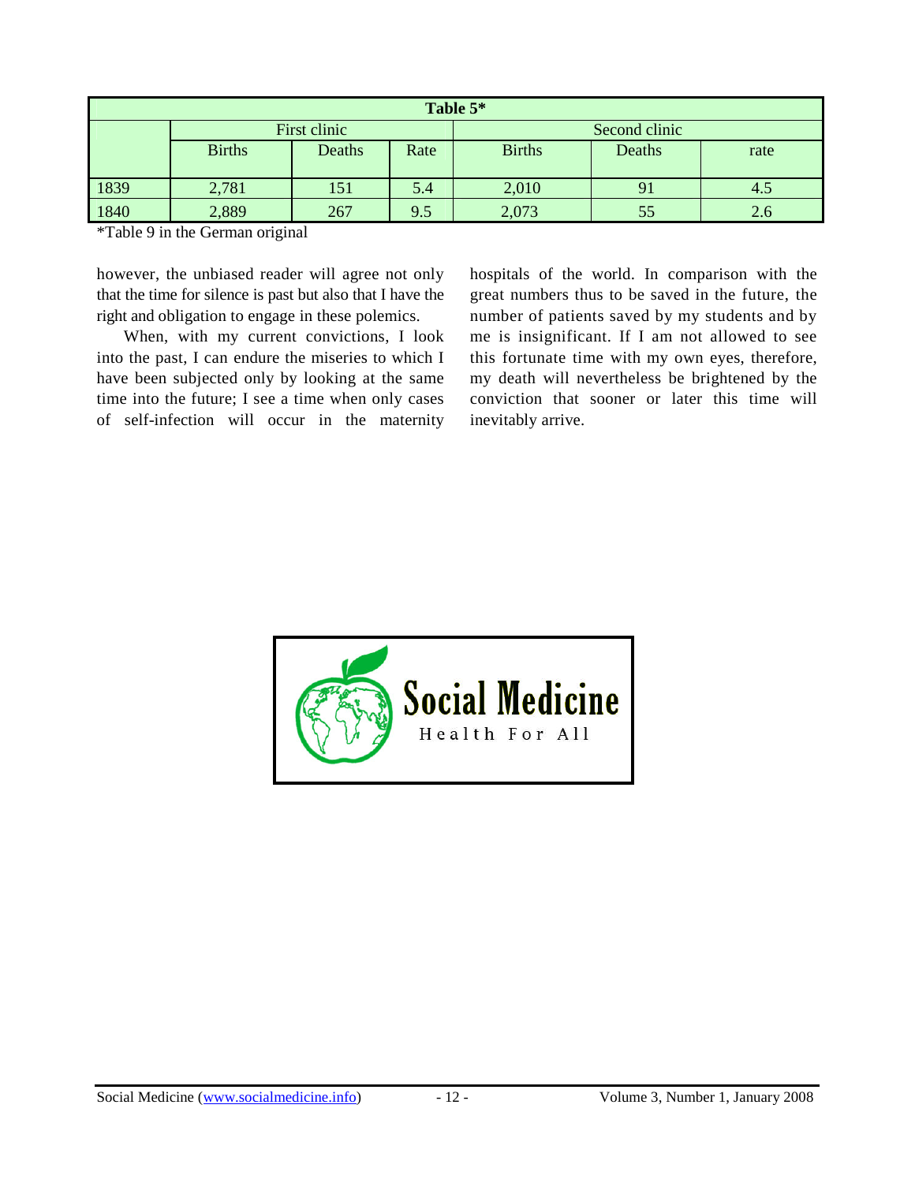| Table 5* | | | | | | |
|---|---|---|---|---|---|---|
| | First clinic | | | Second clinic | | |
| | Births | Deaths | Rate | Births | Deaths | rate |
| 1839 | 2,781 | 151 | 5.4 | 2,010 | 91 | 4.5 |
| 1840 | 2,889 | 267 | 9.5 | 2,073 | 55 | 2.6 |

*Table 9 in the German original

however, the unbiased reader will agree not only that the time for silence is past but also that I have the right and obligation to engage in these polemics.

When, with my current convictions, I look into the past, I can endure the miseries to which I have been subjected only by looking at the same time into the future; I see a time when only cases of self-infection will occur in the maternity hospitals of the world. In comparison with the great numbers thus to be saved in the future, the number of patients saved by my students and by me is insignificant. If I am not allowed to see this fortunate time with my own eyes, therefore, my death will nevertheless be brightened by the conviction that sooner or later this time will inevitably arrive.

Social Medicine

Health For All